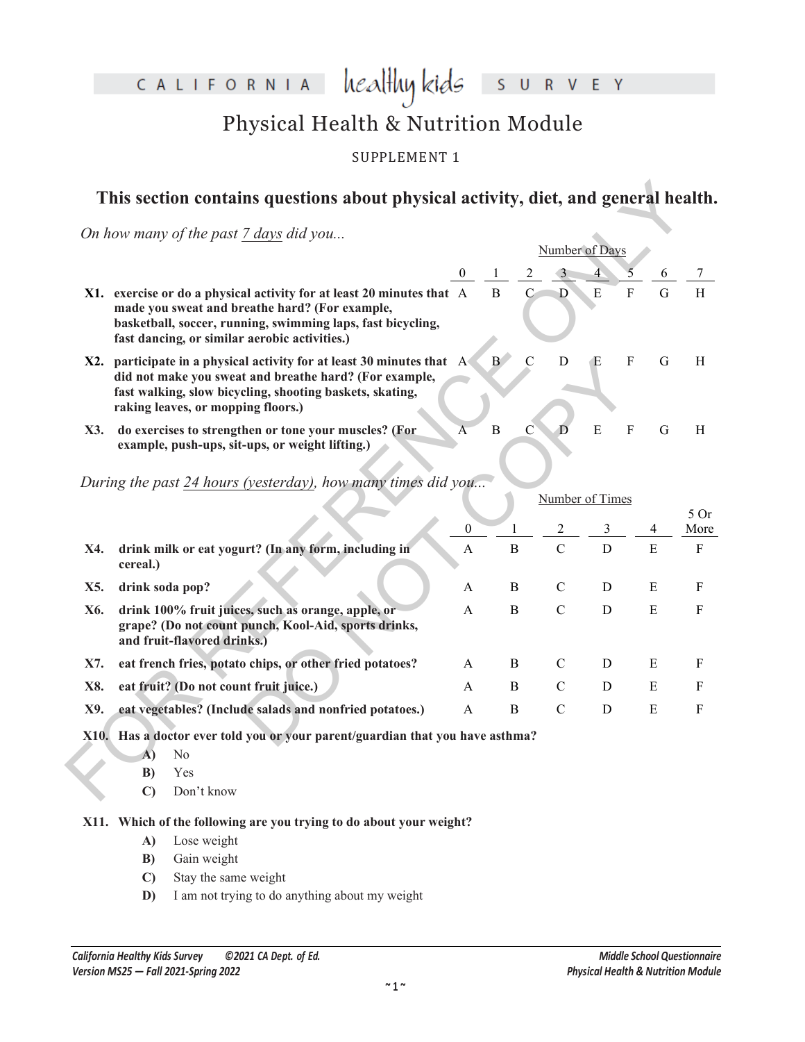# CALIFORNIA healthy kids SURVEY

## Physical Health & Nutrition Module

SUPPLEMENT 1

### This section contains questions about physical activity, diet, and general health.

*On how many of the past 7 days did you...*

| | | Number of Days | | | | | | | |
|---|---|---|---|---|---|---|---|---|---|
| | | 0 | 1 | 2 | 3 | 4 | 5 | 6 | 7 |
| **X1.** | **exercise or do a physical activity for at least 20 minutes that made you sweat and breathe hard? (For example, basketball, soccer, running, swimming laps, fast bicycling, fast dancing, or similar aerobic activities.)** | A | B | C | D | E | F | G | H |
| **X2.** | **participate in a physical activity for at least 30 minutes that did not make you sweat and breathe hard? (For example, fast walking, slow bicycling, shooting baskets, skating, raking leaves, or mopping floors.)** | A | B | C | D | E | F | G | H |
| **X3.** | **do exercises to strengthen or tone your muscles? (For example, push-ups, sit-ups, or weight lifting.)** | A | B | C | D | E | F | G | H |

*During the past 24 hours (yesterday), how many times did you...*

| | | Number of Times | | | | | |
|---|---|---|---|---|---|---|---|
| | | 0 | 1 | 2 | 3 | 4 | 5 Or More |
| **X4.** | **drink milk or eat yogurt? (In any form, including in cereal.)** | A | B | C | D | E | F |
| **X5.** | **drink soda pop?** | A | B | C | D | E | F |
| **X6.** | **drink 100% fruit juices, such as orange, apple, or grape? (Do not count punch, Kool-Aid, sports drinks, and fruit-flavored drinks.)** | A | B | C | D | E | F |
| **X7.** | **eat french fries, potato chips, or other fried potatoes?** | A | B | C | D | E | F |
| **X8.** | **eat fruit? (Do not count fruit juice.)** | A | B | C | D | E | F |
| **X9.** | **eat vegetables? (Include salads and nonfried potatoes.)** | A | B | C | D | E | F |

**X10. Has a doctor ever told you or your parent/guardian that you have asthma?**

- **A)** No
- **B)** Yes
- **C)** Don't know

**X11. Which of the following are you trying to do about your weight?**

- **A)** Lose weight
- **B)** Gain weight
- **C)** Stay the same weight
- **D)** I am not trying to do anything about my weight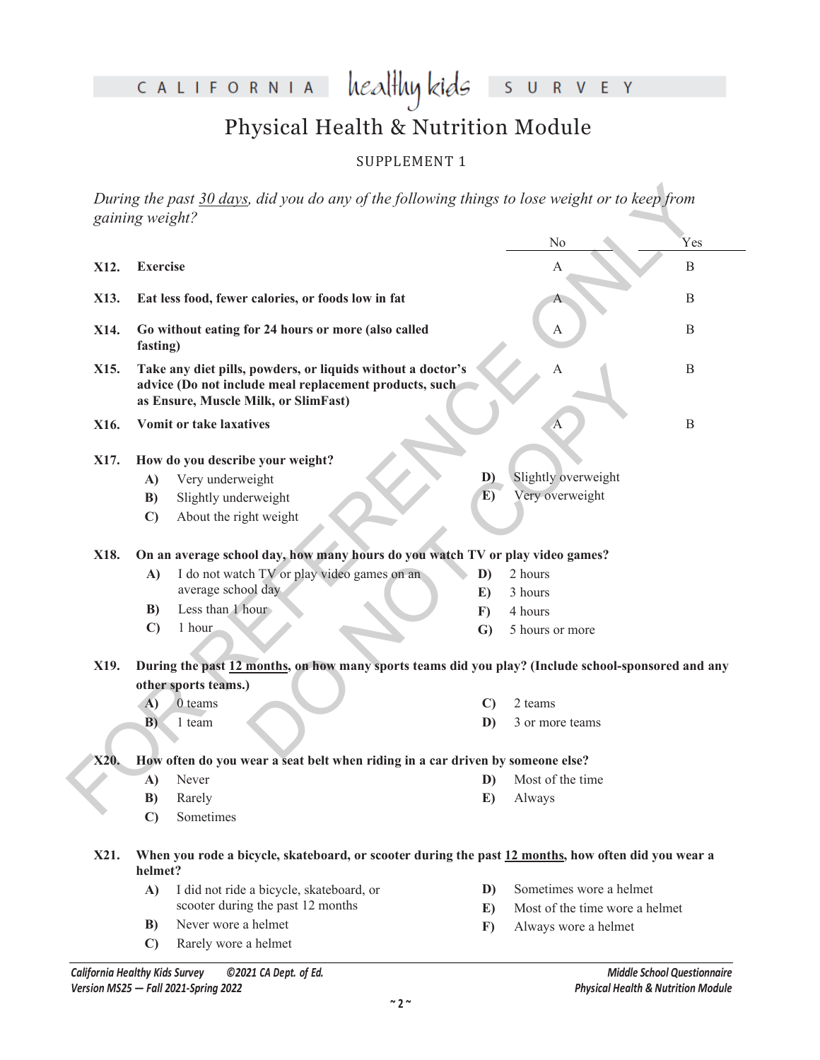# Physical Health & Nutrition Module

SUPPLEMENT 1

*During the past 30 days, did you do any of the following things to lose weight or to keep from gaining weight?*

| | | No | Yes |
|---|---|---|---|
| **X12.** | **Exercise** | A | B |
| **X13.** | **Eat less food, fewer calories, or foods low in fat** | A | B |
| **X14.** | **Go without eating for 24 hours or more (also called fasting)** | A | B |
| **X15.** | **Take any diet pills, powders, or liquids without a doctor's advice (Do not include meal replacement products, such as Ensure, Muscle Milk, or SlimFast)** | A | B |
| **X16.** | **Vomit or take laxatives** | A | B |

**X17. How do you describe your weight?**

- **A)** Very underweight
- **B)** Slightly underweight
- **C)** About the right weight
- **D)** Slightly overweight
- **E)** Very overweight

**X18. On an average school day, how many hours do you watch TV or play video games?**

- **A)** I do not watch TV or play video games on an average school day
- **B)** Less than 1 hour
- **C)** 1 hour
- **D)** 2 hours
- **E)** 3 hours
- **F)** 4 hours
- **G)** 5 hours or more

**X19. During the past 12 months, on how many sports teams did you play? (Include school-sponsored and any other sports teams.)**

- **A)** 0 teams
- **B)** 1 team
- **C)** 2 teams
- **D)** 3 or more teams

**X20. How often do you wear a seat belt when riding in a car driven by someone else?**

- **A)** Never
- **B)** Rarely
- **C)** Sometimes
- **D)** Most of the time
- **E)** Always

**X21. When you rode a bicycle, skateboard, or scooter during the past 12 months, how often did you wear a helmet?**

- **A)** I did not ride a bicycle, skateboard, or scooter during the past 12 months
- **B)** Never wore a helmet
- **C)** Rarely wore a helmet
- **D)** Sometimes wore a helmet
- **E)** Most of the time wore a helmet
- **F)** Always wore a helmet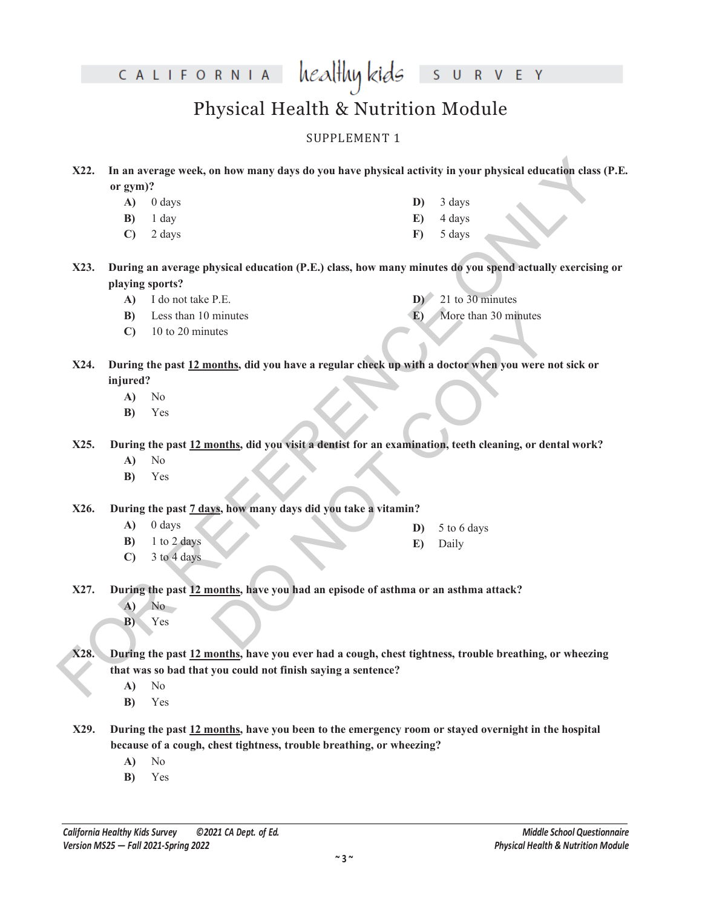# CALIFORNIA healthy kids SURVEY

## Physical Health & Nutrition Module

SUPPLEMENT 1

**X22. In an average week, on how many days do you have physical activity in your physical education class (P.E. or gym)?**

- **A)** 0 days
- **B)** 1 day
- **C)** 2 days
- **D)** 3 days
- **E)** 4 days
- **F)** 5 days

**X23. During an average physical education (P.E.) class, how many minutes do you spend actually exercising or playing sports?**

- **A)** I do not take P.E.
- **B)** Less than 10 minutes
- **C)** 10 to 20 minutes
- **D)** 21 to 30 minutes
- **E)** More than 30 minutes

**X24. During the past <u>12 months</u>, did you have a regular check up with a doctor when you were not sick or injured?**

- **A)** No
- **B)** Yes

**X25. During the past <u>12 months</u>, did you visit a dentist for an examination, teeth cleaning, or dental work?**

- **A)** No
- **B)** Yes

**X26. During the past <u>7 days</u>, how many days did you take a vitamin?**

- **A)** 0 days
- **B)** 1 to 2 days
- **C)** 3 to 4 days
- **D)** 5 to 6 days
- **E)** Daily

**X27. During the past <u>12 months</u>, have you had an episode of asthma or an asthma attack?**

- **A)** No
- **B)** Yes

**X28. During the past <u>12 months</u>, have you ever had a cough, chest tightness, trouble breathing, or wheezing that was so bad that you could not finish saying a sentence?**

- **A)** No
- **B)** Yes

**X29. During the past <u>12 months</u>, have you been to the emergency room or stayed overnight in the hospital because of a cough, chest tightness, trouble breathing, or wheezing?**

- **A)** No
- **B)** Yes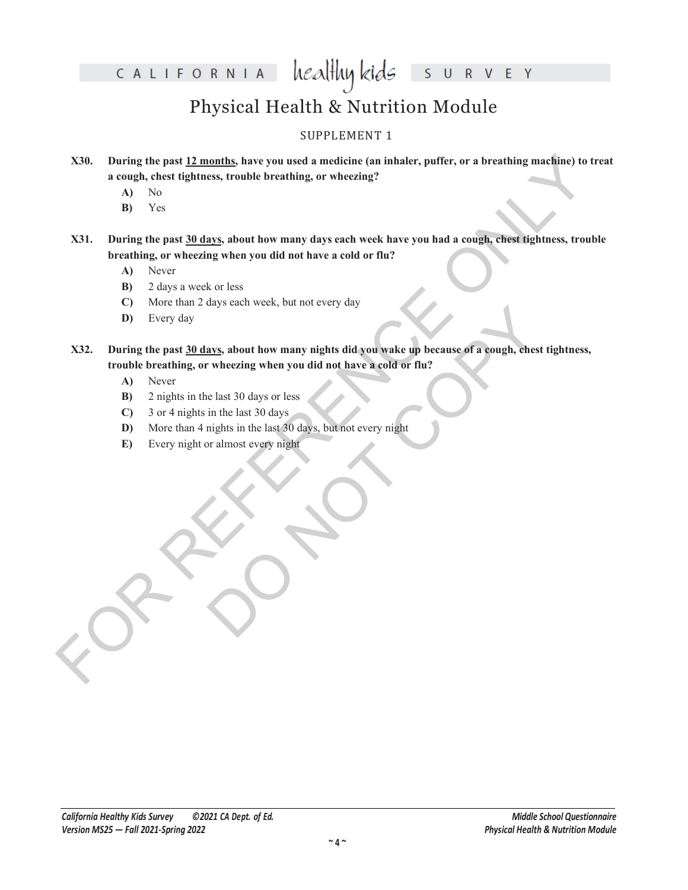# Physical Health & Nutrition Module

SUPPLEMENT 1

**X30. During the past <u>12 months</u>, have you used a medicine (an inhaler, puffer, or a breathing machine) to treat a cough, chest tightness, trouble breathing, or wheezing?**

- **A)** No
- **B)** Yes

**X31. During the past <u>30 days</u>, about how many days each week have you had a cough, chest tightness, trouble breathing, or wheezing when you did not have a cold or flu?**

- **A)** Never
- **B)** 2 days a week or less
- **C)** More than 2 days each week, but not every day
- **D)** Every day

**X32. During the past <u>30 days</u>, about how many nights did you wake up because of a cough, chest tightness, trouble breathing, or wheezing when you did not have a cold or flu?**

- **A)** Never
- **B)** 2 nights in the last 30 days or less
- **C)** 3 or 4 nights in the last 30 days
- **D)** More than 4 nights in the last 30 days, but not every night
- **E)** Every night or almost every night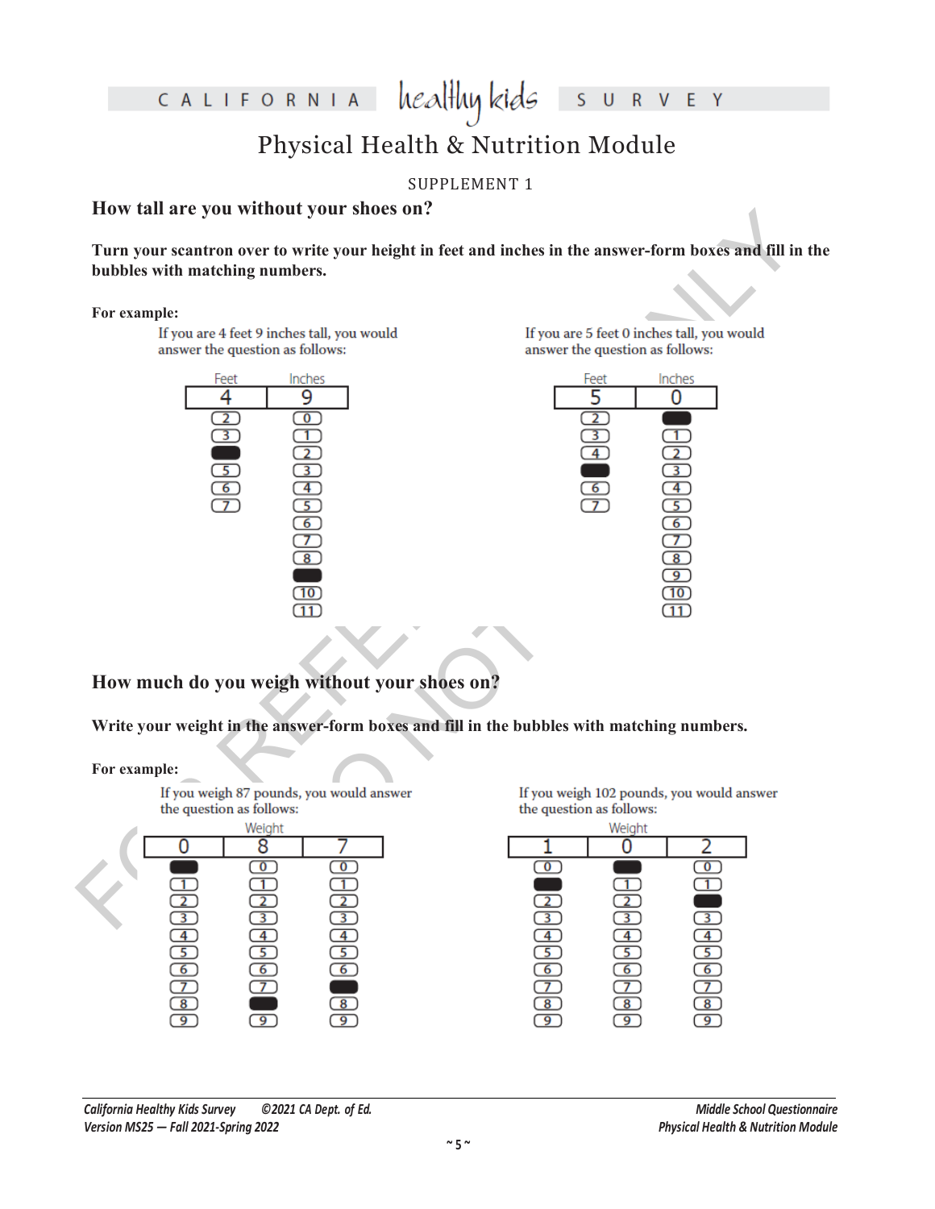CALIFORNIA healthy kids SURVEY

# Physical Health & Nutrition Module

SUPPLEMENT 1

## How tall are you without your shoes on?

**Turn your scantron over to write your height in feet and inches in the answer-form boxes and fill in the bubbles with matching numbers.**

**For example:**

If you are 4 feet 9 inches tall, you would answer the question as follows:

Feet | Inches

4 | 9

Feet: 2, 3, [4 filled], 5, 6, 7

Inches: 0, 1, 2, 3, 4, 5, 6, 7, 8, [9 filled], 10, 11

If you are 5 feet 0 inches tall, you would answer the question as follows:

Feet | Inches

5 | 0

Feet: 2, 3, 4, [5 filled], 6, 7

Inches: [0 filled], 1, 2, 3, 4, 5, 6, 7, 8, 9, 10, 11

## How much do you weigh without your shoes on?

**Write your weight in the answer-form boxes and fill in the bubbles with matching numbers.**

**For example:**

If you weigh 87 pounds, you would answer the question as follows:

Weight

0 | 8 | 7

Column 1: [0 filled], 1, 2, 3, 4, 5, 6, 7, 8, 9

Column 2: 0, 1, 2, 3, 4, 5, 6, 7, [8 filled], 9

Column 3: 0, 1, 2, 3, 4, 5, 6, [7 filled], 8, 9

If you weigh 102 pounds, you would answer the question as follows:

Weight

1 | 0 | 2

Column 1: 0, [1 filled], 2, 3, 4, 5, 6, 7, 8, 9

Column 2: [0 filled], 1, 2, 3, 4, 5, 6, 7, 8, 9

Column 3: 0, 1, [2 filled], 3, 4, 5, 6, 7, 8, 9

FOR REFERENCE ONLY – DO NOT

*California Healthy Kids Survey ©2021 CA Dept. of Ed.*
*Version MS25 — Fall 2021-Spring 2022*

*Middle School Questionnaire*
*Physical Health & Nutrition Module*